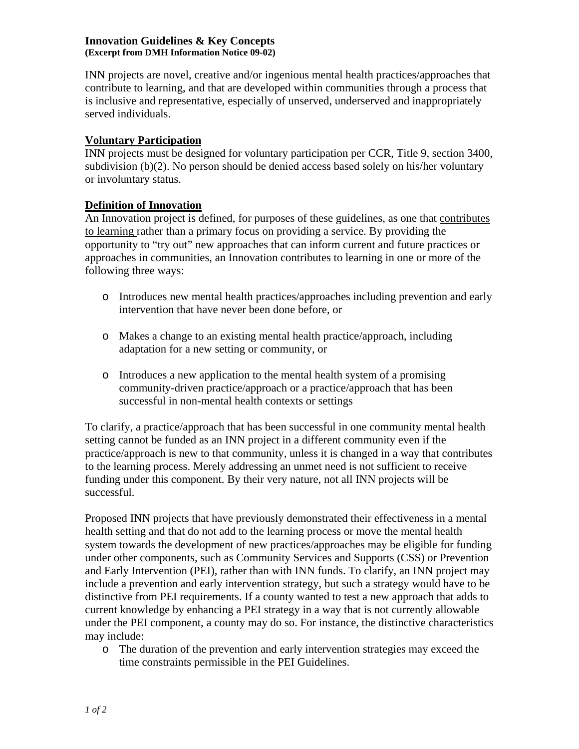**Innovation Guidelines & Key Concepts**
**(Excerpt from DMH Information Notice 09-02)**

INN projects are novel, creative and/or ingenious mental health practices/approaches that contribute to learning, and that are developed within communities through a process that is inclusive and representative, especially of unserved, underserved and inappropriately served individuals.

**Voluntary Participation**

INN projects must be designed for voluntary participation per CCR, Title 9, section 3400, subdivision (b)(2). No person should be denied access based solely on his/her voluntary or involuntary status.

**Definition of Innovation**

An Innovation project is defined, for purposes of these guidelines, as one that contributes to learning rather than a primary focus on providing a service. By providing the opportunity to "try out" new approaches that can inform current and future practices or approaches in communities, an Innovation contributes to learning in one or more of the following three ways:

- Introduces new mental health practices/approaches including prevention and early intervention that have never been done before, or
- Makes a change to an existing mental health practice/approach, including adaptation for a new setting or community, or
- Introduces a new application to the mental health system of a promising community-driven practice/approach or a practice/approach that has been successful in non-mental health contexts or settings

To clarify, a practice/approach that has been successful in one community mental health setting cannot be funded as an INN project in a different community even if the practice/approach is new to that community, unless it is changed in a way that contributes to the learning process. Merely addressing an unmet need is not sufficient to receive funding under this component. By their very nature, not all INN projects will be successful.

Proposed INN projects that have previously demonstrated their effectiveness in a mental health setting and that do not add to the learning process or move the mental health system towards the development of new practices/approaches may be eligible for funding under other components, such as Community Services and Supports (CSS) or Prevention and Early Intervention (PEI), rather than with INN funds. To clarify, an INN project may include a prevention and early intervention strategy, but such a strategy would have to be distinctive from PEI requirements. If a county wanted to test a new approach that adds to current knowledge by enhancing a PEI strategy in a way that is not currently allowable under the PEI component, a county may do so. For instance, the distinctive characteristics may include:

- The duration of the prevention and early intervention strategies may exceed the time constraints permissible in the PEI Guidelines.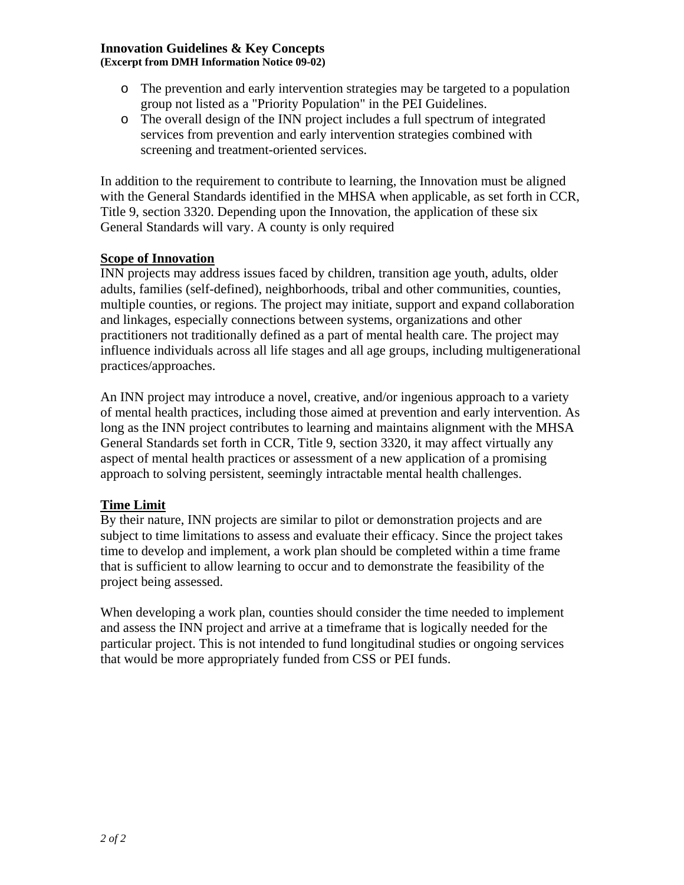**Innovation Guidelines & Key Concepts**
**(Excerpt from DMH Information Notice 09-02)**

- The prevention and early intervention strategies may be targeted to a population group not listed as a "Priority Population" in the PEI Guidelines.
- The overall design of the INN project includes a full spectrum of integrated services from prevention and early intervention strategies combined with screening and treatment-oriented services.

In addition to the requirement to contribute to learning, the Innovation must be aligned with the General Standards identified in the MHSA when applicable, as set forth in CCR, Title 9, section 3320. Depending upon the Innovation, the application of these six General Standards will vary. A county is only required

## Scope of Innovation

INN projects may address issues faced by children, transition age youth, adults, older adults, families (self-defined), neighborhoods, tribal and other communities, counties, multiple counties, or regions. The project may initiate, support and expand collaboration and linkages, especially connections between systems, organizations and other practitioners not traditionally defined as a part of mental health care. The project may influence individuals across all life stages and all age groups, including multigenerational practices/approaches.

An INN project may introduce a novel, creative, and/or ingenious approach to a variety of mental health practices, including those aimed at prevention and early intervention. As long as the INN project contributes to learning and maintains alignment with the MHSA General Standards set forth in CCR, Title 9, section 3320, it may affect virtually any aspect of mental health practices or assessment of a new application of a promising approach to solving persistent, seemingly intractable mental health challenges.

## Time Limit

By their nature, INN projects are similar to pilot or demonstration projects and are subject to time limitations to assess and evaluate their efficacy. Since the project takes time to develop and implement, a work plan should be completed within a time frame that is sufficient to allow learning to occur and to demonstrate the feasibility of the project being assessed.

When developing a work plan, counties should consider the time needed to implement and assess the INN project and arrive at a timeframe that is logically needed for the particular project. This is not intended to fund longitudinal studies or ongoing services that would be more appropriately funded from CSS or PEI funds.